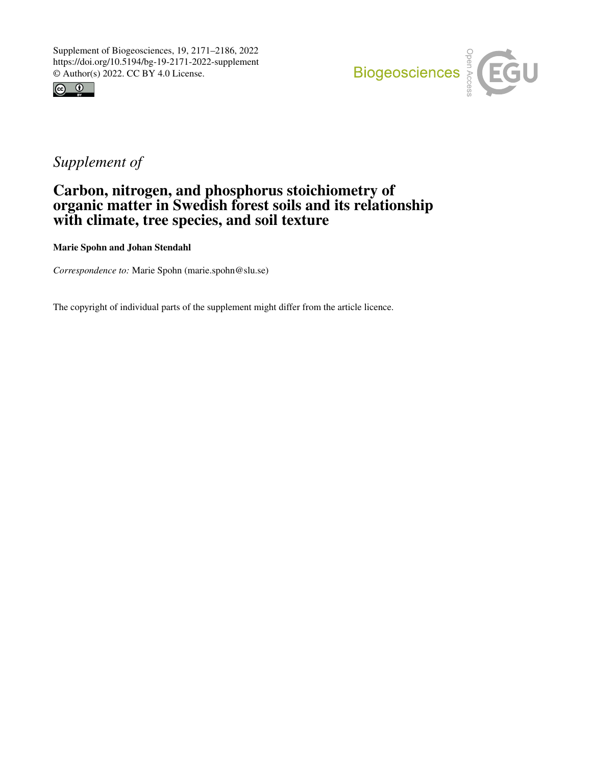Supplement of Biogeosciences, 19, 2171–2186, 2022
https://doi.org/10.5194/bg-19-2171-2022-supplement
© Author(s) 2022. CC BY 4.0 License.

*Supplement of*

# Carbon, nitrogen, and phosphorus stoichiometry of organic matter in Swedish forest soils and its relationship with climate, tree species, and soil texture

**Marie Spohn and Johan Stendahl**

*Correspondence to:* Marie Spohn (marie.spohn@slu.se)

The copyright of individual parts of the supplement might differ from the article licence.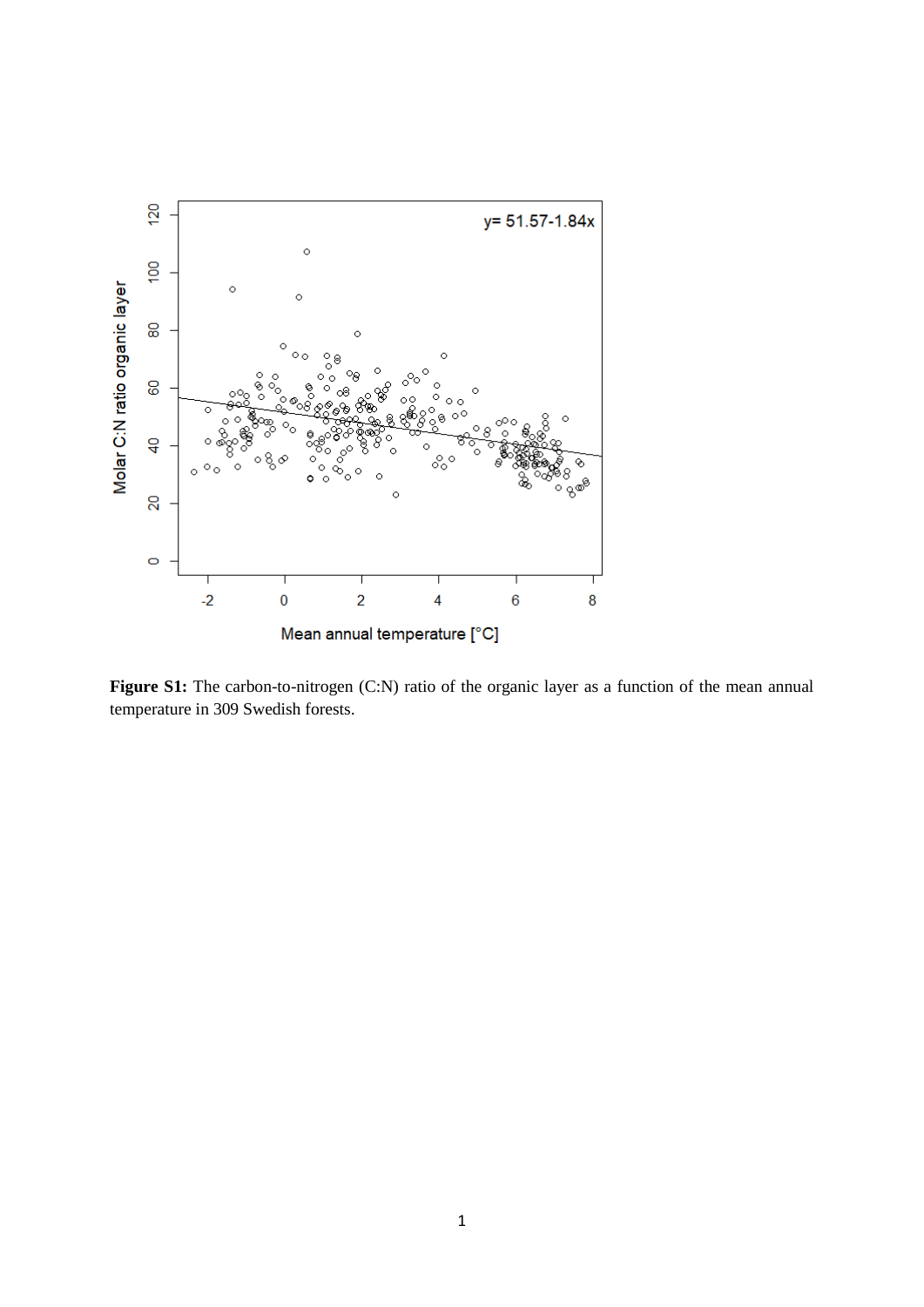**Figure S1:** The carbon-to-nitrogen (C:N) ratio of the organic layer as a function of the mean annual temperature in 309 Swedish forests.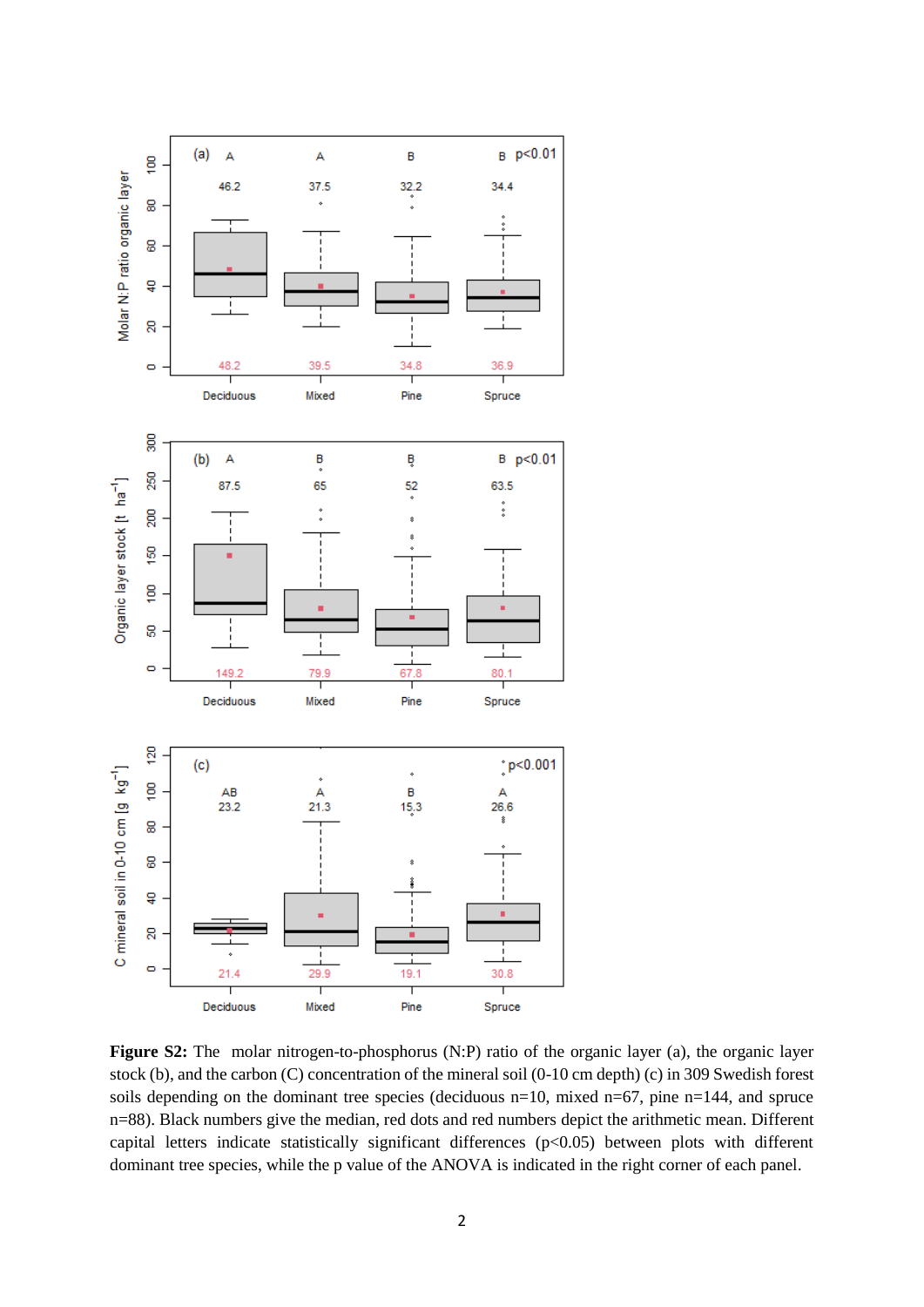**Figure S2:** The molar nitrogen-to-phosphorus (N:P) ratio of the organic layer (a), the organic layer stock (b), and the carbon (C) concentration of the mineral soil (0-10 cm depth) (c) in 309 Swedish forest soils depending on the dominant tree species (deciduous n=10, mixed n=67, pine n=144, and spruce n=88). Black numbers give the median, red dots and red numbers depict the arithmetic mean. Different capital letters indicate statistically significant differences (p<0.05) between plots with different dominant tree species, while the p value of the ANOVA is indicated in the right corner of each panel.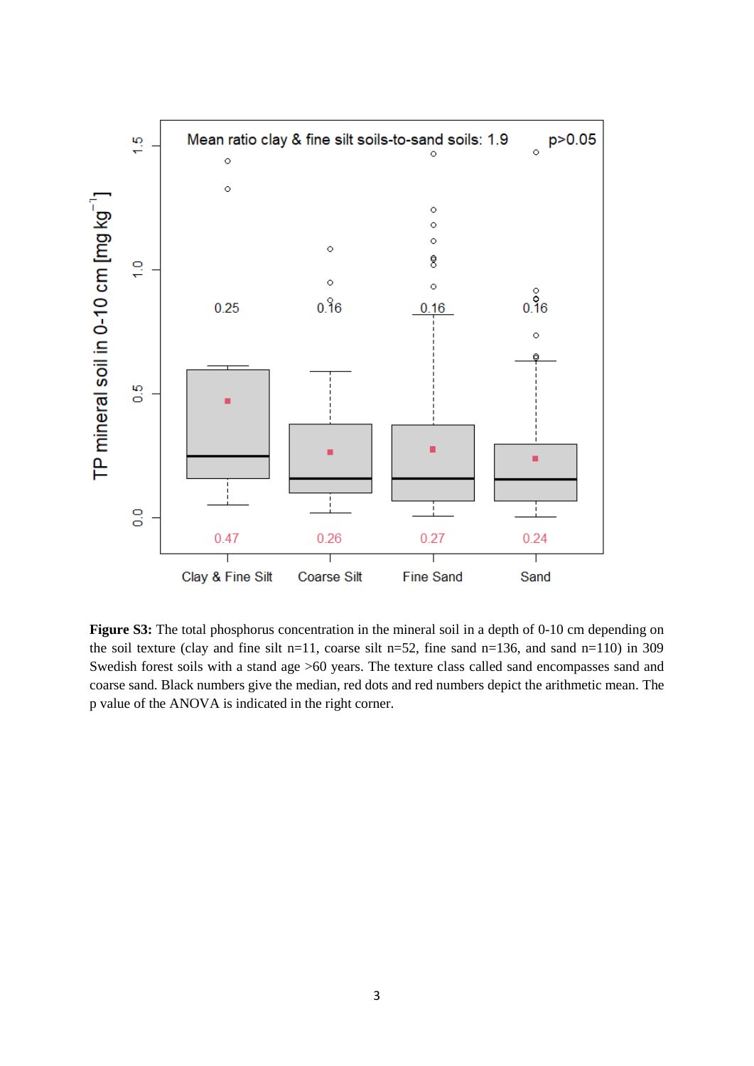**Figure S3:** The total phosphorus concentration in the mineral soil in a depth of 0-10 cm depending on the soil texture (clay and fine silt n=11, coarse silt n=52, fine sand n=136, and sand n=110) in 309 Swedish forest soils with a stand age >60 years. The texture class called sand encompasses sand and coarse sand. Black numbers give the median, red dots and red numbers depict the arithmetic mean. The p value of the ANOVA is indicated in the right corner.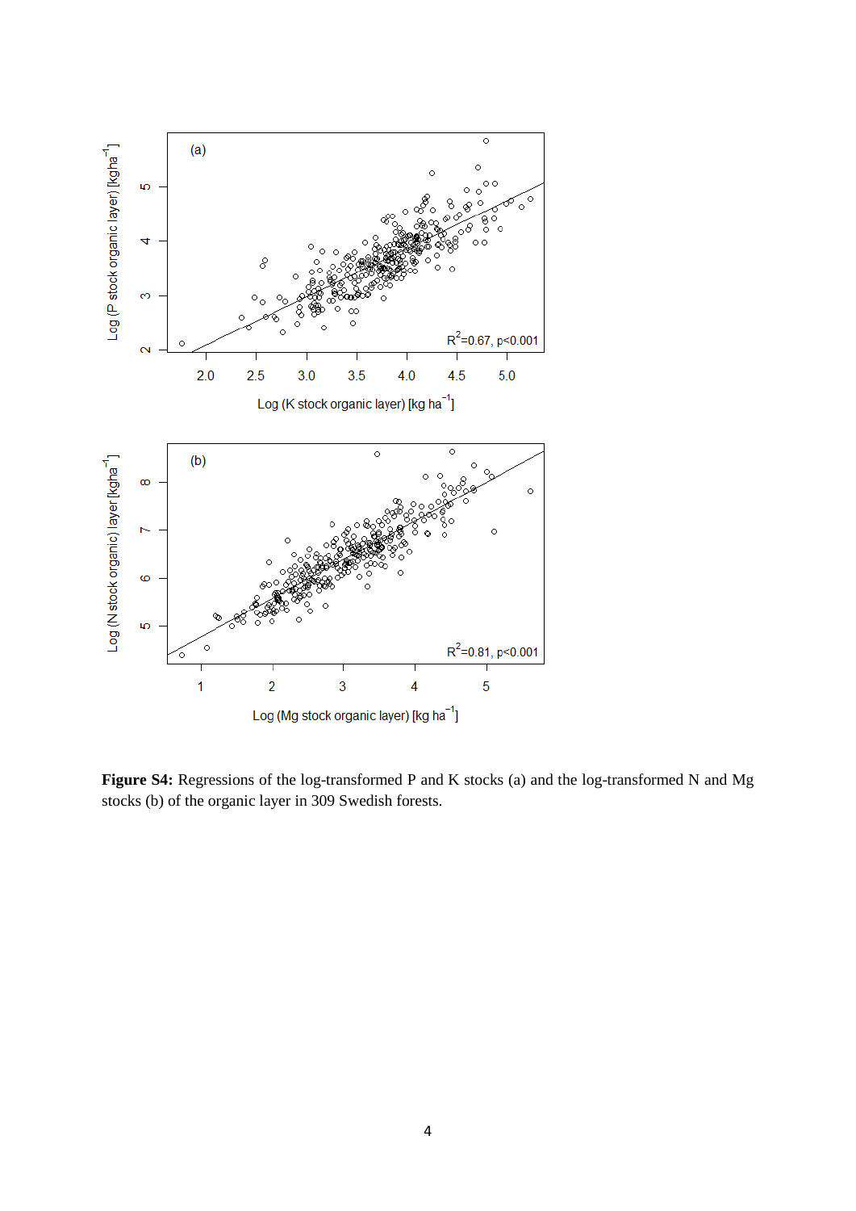**Figure S4:** Regressions of the log-transformed P and K stocks (a) and the log-transformed N and Mg stocks (b) of the organic layer in 309 Swedish forests.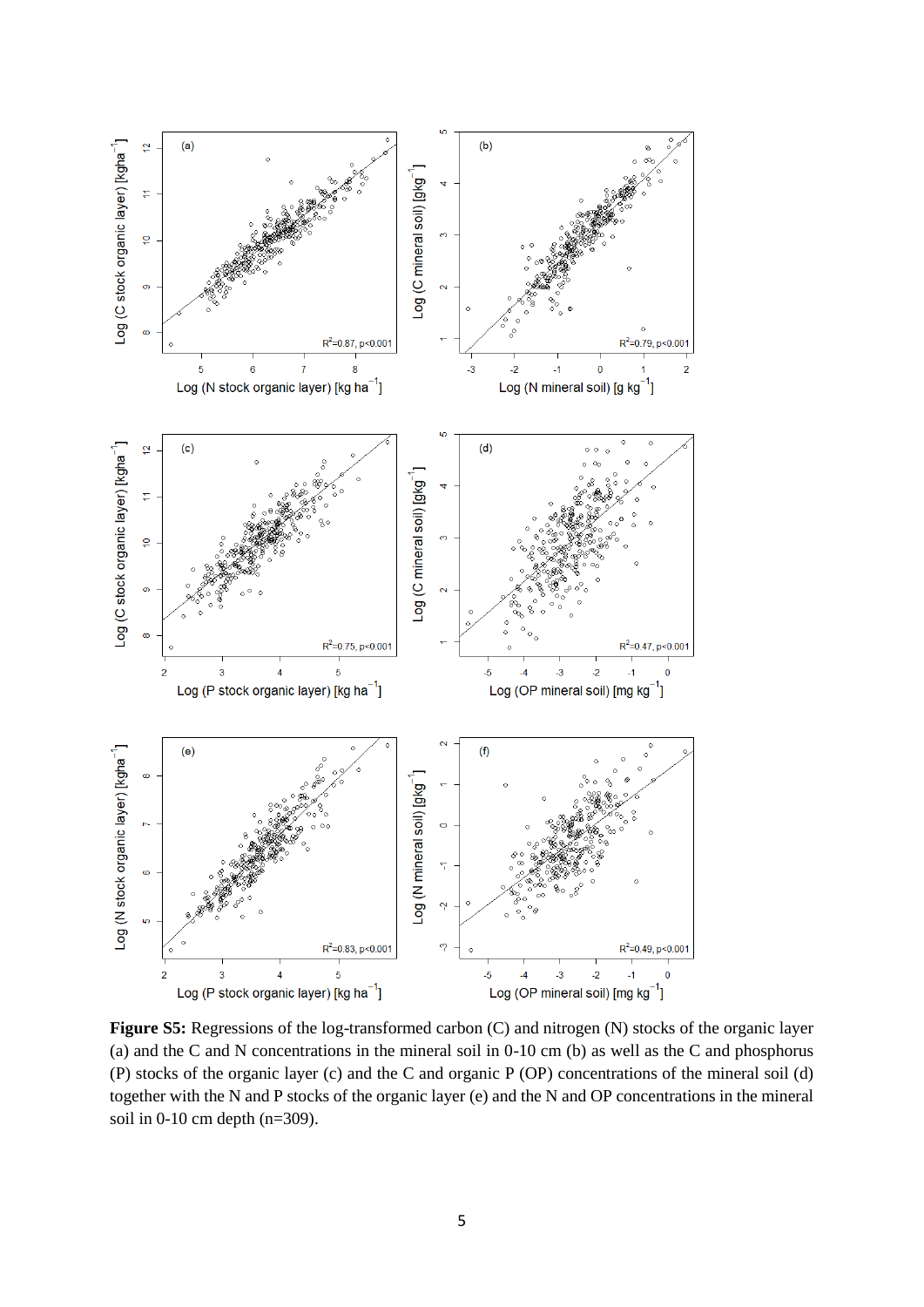**Figure S5:** Regressions of the log-transformed carbon (C) and nitrogen (N) stocks of the organic layer (a) and the C and N concentrations in the mineral soil in 0-10 cm (b) as well as the C and phosphorus (P) stocks of the organic layer (c) and the C and organic P (OP) concentrations of the mineral soil (d) together with the N and P stocks of the organic layer (e) and the N and OP concentrations in the mineral soil in 0-10 cm depth (n=309).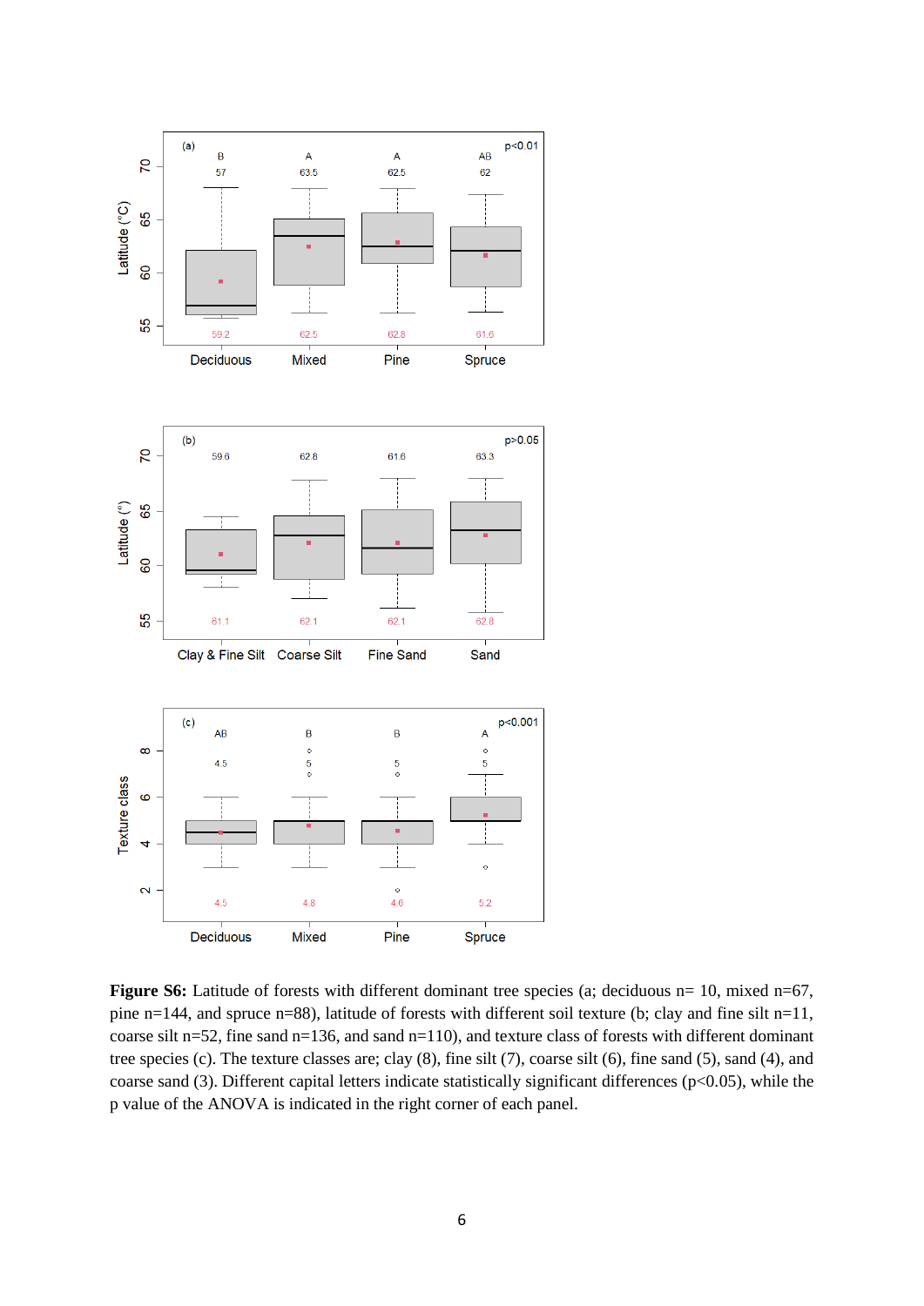(a)

p<0.01

B A A AB

57 63.5 62.5 62

Latitude (°C)

70 65 60 55

59.2 62.5 62.8 61.6

Deciduous Mixed Pine Spruce

(b)

p>0.05

59.6 62.8 61.6 63.3

Latitude (°)

70 65 60 55

61.1 62.1 62.1 62.8

Clay & Fine Silt Coarse Silt Fine Sand Sand

(c)

p<0.001

AB B B A

4.5 5 5 5

Texture class

8 6 4 2

4.5 4.8 4.6 5.2

Deciduous Mixed Pine Spruce

**Figure S6:** Latitude of forests with different dominant tree species (a; deciduous n= 10, mixed n=67, pine n=144, and spruce n=88), latitude of forests with different soil texture (b; clay and fine silt n=11, coarse silt n=52, fine sand n=136, and sand n=110), and texture class of forests with different dominant tree species (c). The texture classes are; clay (8), fine silt (7), coarse silt (6), fine sand (5), sand (4), and coarse sand (3). Different capital letters indicate statistically significant differences ($p<0.05$), while the p value of the ANOVA is indicated in the right corner of each panel.